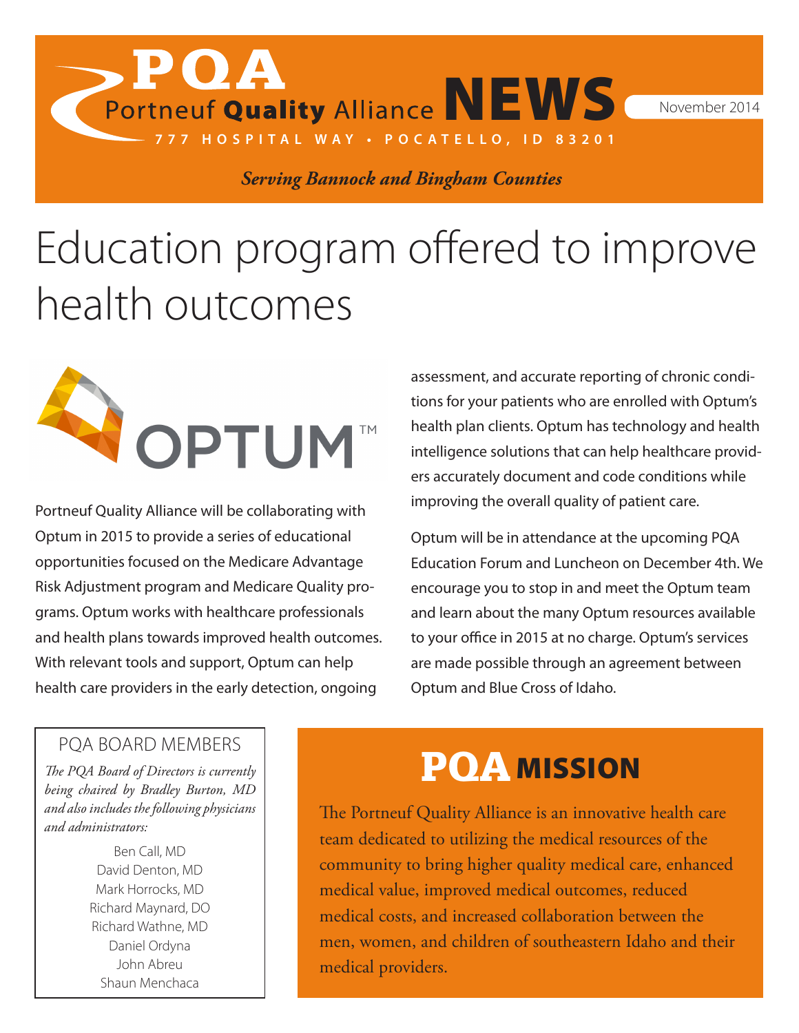# PQA Portneuf Quality Alliance NEWS

November 2014

777 HOSPITAL WAY • POCATELLO, ID 83201

*Serving Bannock and Bingham Counties*

# Education program offered to improve health outcomes

OPTUM™

Portneuf Quality Alliance will be collaborating with Optum in 2015 to provide a series of educational opportunities focused on the Medicare Advantage Risk Adjustment program and Medicare Quality programs. Optum works with healthcare professionals and health plans towards improved health outcomes. With relevant tools and support, Optum can help health care providers in the early detection, ongoing assessment, and accurate reporting of chronic conditions for your patients who are enrolled with Optum's health plan clients. Optum has technology and health intelligence solutions that can help healthcare providers accurately document and code conditions while improving the overall quality of patient care.

Optum will be in attendance at the upcoming PQA Education Forum and Luncheon on December 4th. We encourage you to stop in and meet the Optum team and learn about the many Optum resources available to your office in 2015 at no charge. Optum's services are made possible through an agreement between Optum and Blue Cross of Idaho.

## PQA BOARD MEMBERS

*The PQA Board of Directors is currently being chaired by Bradley Burton, MD and also includes the following physicians and administrators:*

Ben Call, MD
David Denton, MD
Mark Horrocks, MD
Richard Maynard, DO
Richard Wathne, MD
Daniel Ordyna
John Abreu
Shaun Menchaca

## PQA MISSION

The Portneuf Quality Alliance is an innovative health care team dedicated to utilizing the medical resources of the community to bring higher quality medical care, enhanced medical value, improved medical outcomes, reduced medical costs, and increased collaboration between the men, women, and children of southeastern Idaho and their medical providers.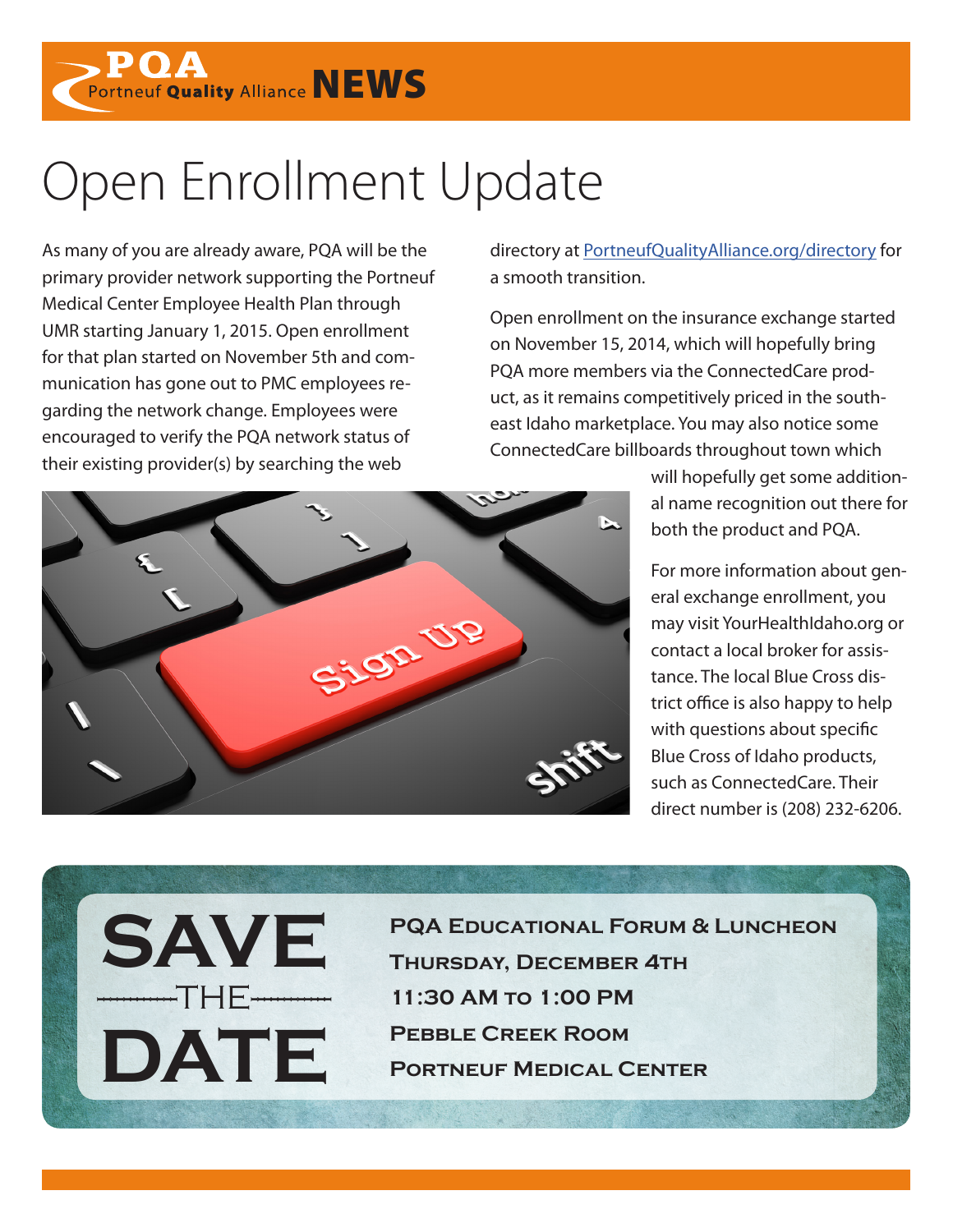# Open Enrollment Update

As many of you are already aware, PQA will be the primary provider network supporting the Portneuf Medical Center Employee Health Plan through UMR starting January 1, 2015. Open enrollment for that plan started on November 5th and communication has gone out to PMC employees regarding the network change. Employees were encouraged to verify the PQA network status of their existing provider(s) by searching the web directory at [PortneufQualityAlliance.org/directory](PortneufQualityAlliance.org/directory) for a smooth transition.

Open enrollment on the insurance exchange started on November 15, 2014, which will hopefully bring PQA more members via the ConnectedCare product, as it remains competitively priced in the southeast Idaho marketplace. You may also notice some ConnectedCare billboards throughout town which will hopefully get some additional name recognition out there for both the product and PQA.

For more information about general exchange enrollment, you may visit YourHealthIdaho.org or contact a local broker for assistance. The local Blue Cross district office is also happy to help with questions about specific Blue Cross of Idaho products, such as ConnectedCare. Their direct number is (208) 232-6206.

## SAVE THE DATE

**PQA Educational Forum & Luncheon**
**Thursday, December 4th**
**11:30 AM to 1:00 PM**
**Pebble Creek Room**
**Portneuf Medical Center**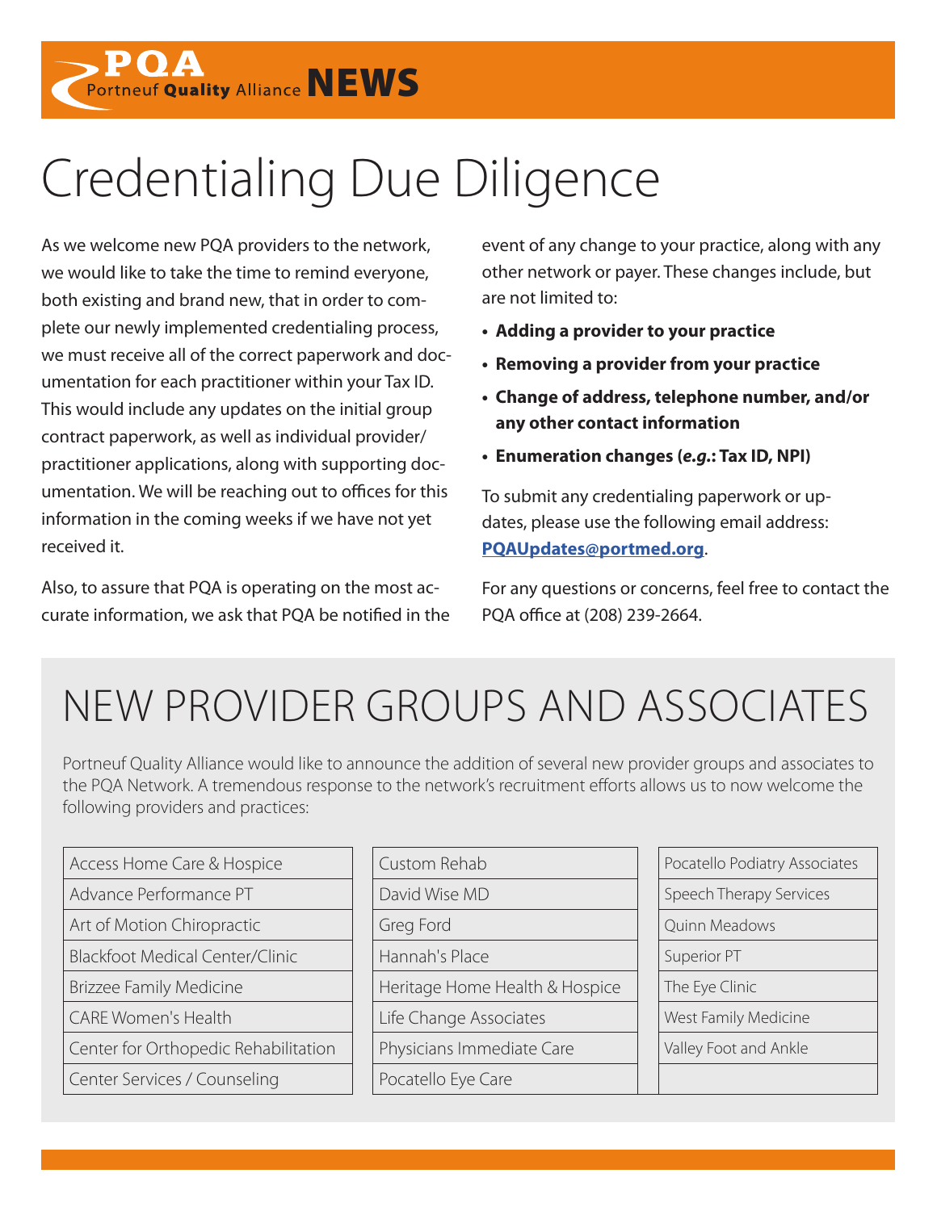PQA Portneuf **Quality** Alliance **NEWS**

# Credentialing Due Diligence

As we welcome new PQA providers to the network, we would like to take the time to remind everyone, both existing and brand new, that in order to complete our newly implemented credentialing process, we must receive all of the correct paperwork and documentation for each practitioner within your Tax ID. This would include any updates on the initial group contract paperwork, as well as individual provider/practitioner applications, along with supporting documentation. We will be reaching out to offices for this information in the coming weeks if we have not yet received it.

Also, to assure that PQA is operating on the most accurate information, we ask that PQA be notified in the event of any change to your practice, along with any other network or payer. These changes include, but are not limited to:

- **Adding a provider to your practice**
- **Removing a provider from your practice**
- **Change of address, telephone number, and/or any other contact information**
- **Enumeration changes (*e.g.*: Tax ID, NPI)**

To submit any credentialing paperwork or updates, please use the following email address: **PQAUpdates@portmed.org**.

For any questions or concerns, feel free to contact the PQA office at (208) 239-2664.

# NEW PROVIDER GROUPS AND ASSOCIATES

Portneuf Quality Alliance would like to announce the addition of several new provider groups and associates to the PQA Network. A tremendous response to the network's recruitment efforts allows us to now welcome the following providers and practices:

| | | |
|---|---|---|
| Access Home Care & Hospice | Custom Rehab | Pocatello Podiatry Associates |
| Advance Performance PT | David Wise MD | Speech Therapy Services |
| Art of Motion Chiropractic | Greg Ford | Quinn Meadows |
| Blackfoot Medical Center/Clinic | Hannah's Place | Superior PT |
| Brizzee Family Medicine | Heritage Home Health & Hospice | The Eye Clinic |
| CARE Women's Health | Life Change Associates | West Family Medicine |
| Center for Orthopedic Rehabilitation | Physicians Immediate Care | Valley Foot and Ankle |
| Center Services / Counseling | Pocatello Eye Care | |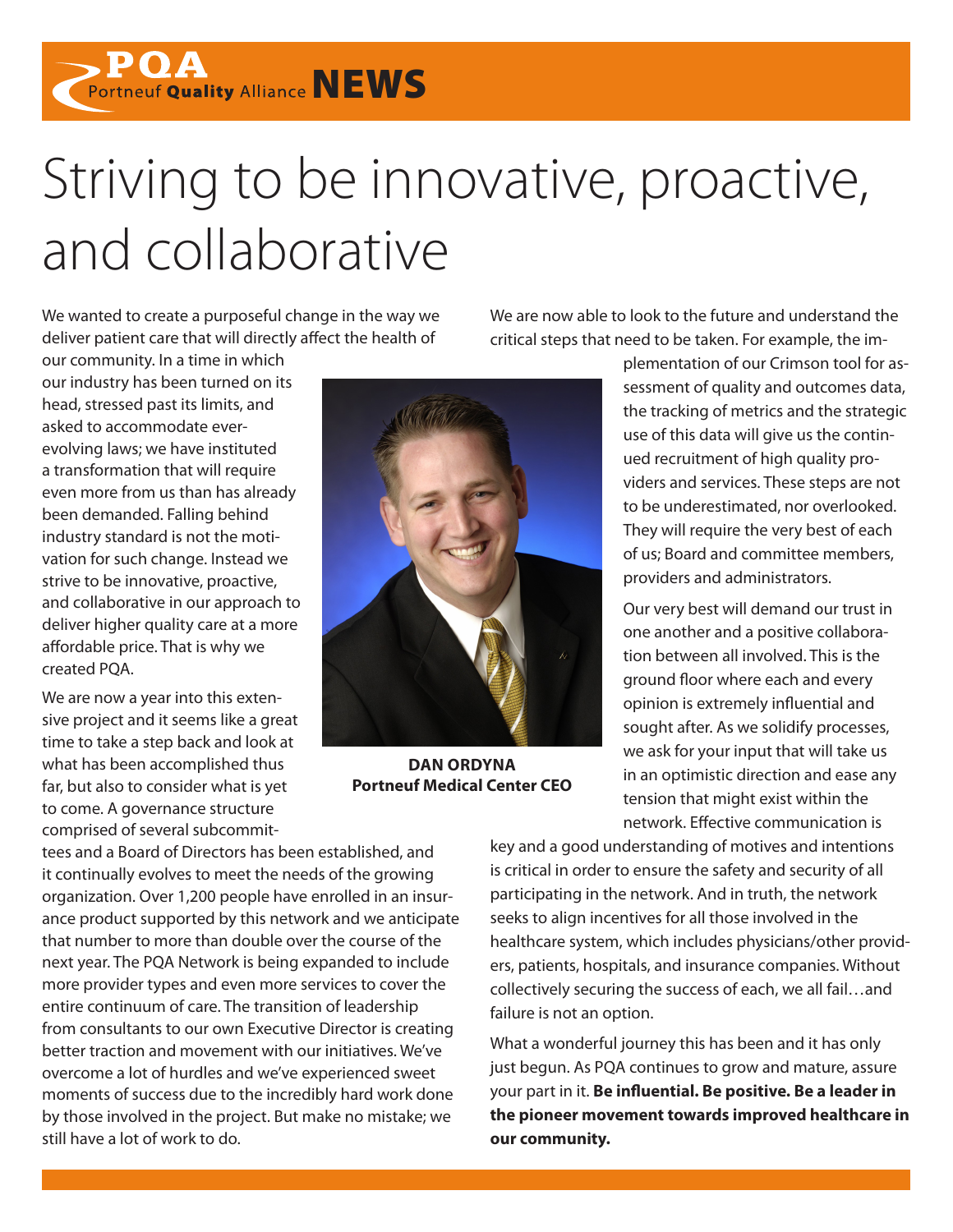PQA Portneuf Quality Alliance **NEWS**

# Striving to be innovative, proactive, and collaborative

We wanted to create a purposeful change in the way we deliver patient care that will directly affect the health of our community. In a time in which our industry has been turned on its head, stressed past its limits, and asked to accommodate ever-evolving laws; we have instituted a transformation that will require even more from us than has already been demanded. Falling behind industry standard is not the motivation for such change. Instead we strive to be innovative, proactive, and collaborative in our approach to deliver higher quality care at a more affordable price. That is why we created PQA.

We are now a year into this extensive project and it seems like a great time to take a step back and look at what has been accomplished thus far, but also to consider what is yet to come. A governance structure comprised of several subcommittees and a Board of Directors has been established, and it continually evolves to meet the needs of the growing organization. Over 1,200 people have enrolled in an insurance product supported by this network and we anticipate that number to more than double over the course of the next year. The PQA Network is being expanded to include more provider types and even more services to cover the entire continuum of care. The transition of leadership from consultants to our own Executive Director is creating better traction and movement with our initiatives. We've overcome a lot of hurdles and we've experienced sweet moments of success due to the incredibly hard work done by those involved in the project. But make no mistake; we still have a lot of work to do.

**DAN ORDYNA**
**Portneuf Medical Center CEO**

We are now able to look to the future and understand the critical steps that need to be taken. For example, the implementation of our Crimson tool for assessment of quality and outcomes data, the tracking of metrics and the strategic use of this data will give us the continued recruitment of high quality providers and services. These steps are not to be underestimated, nor overlooked. They will require the very best of each of us; Board and committee members, providers and administrators.

Our very best will demand our trust in one another and a positive collaboration between all involved. This is the ground floor where each and every opinion is extremely influential and sought after. As we solidify processes, we ask for your input that will take us in an optimistic direction and ease any tension that might exist within the network. Effective communication is key and a good understanding of motives and intentions is critical in order to ensure the safety and security of all participating in the network. And in truth, the network seeks to align incentives for all those involved in the healthcare system, which includes physicians/other providers, patients, hospitals, and insurance companies. Without collectively securing the success of each, we all fail…and failure is not an option.

What a wonderful journey this has been and it has only just begun. As PQA continues to grow and mature, assure your part in it. **Be influential. Be positive. Be a leader in the pioneer movement towards improved healthcare in our community.**